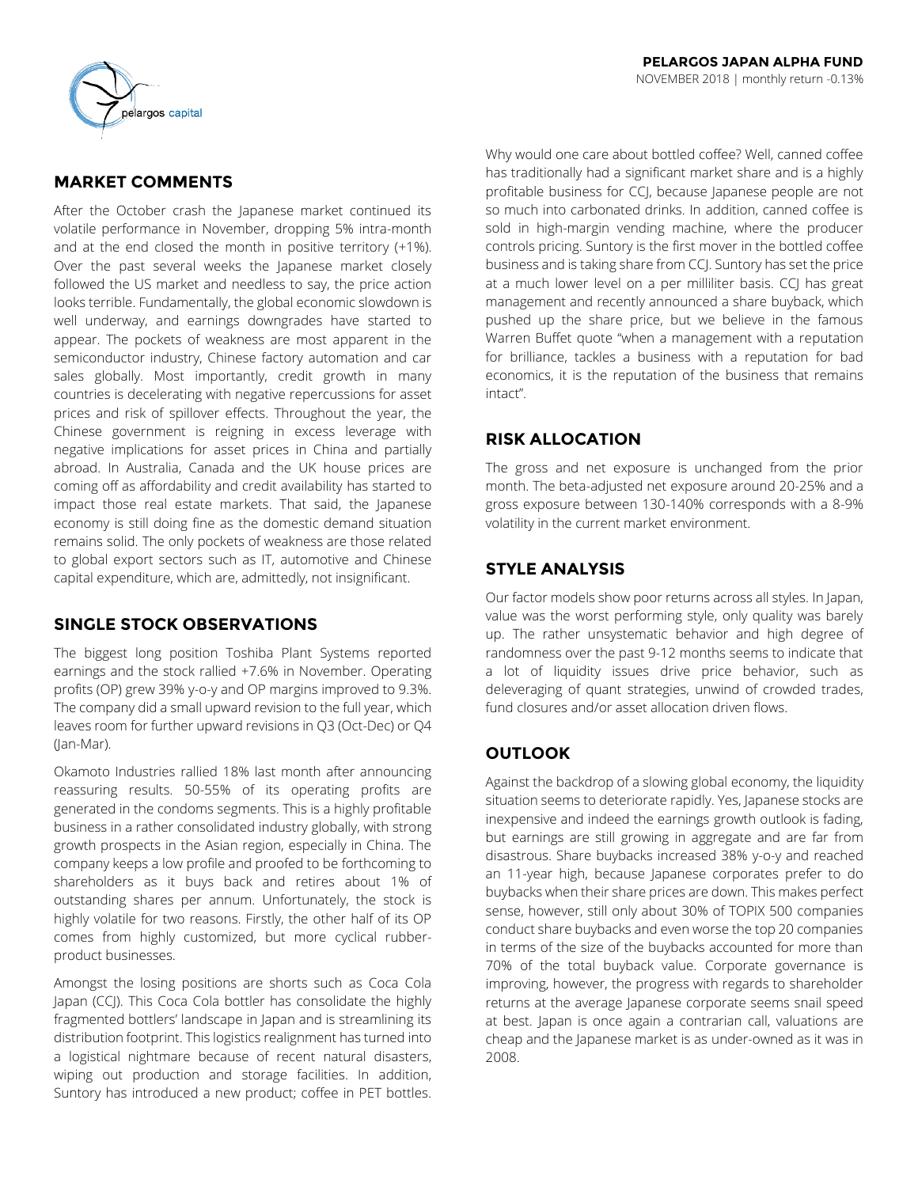**PELARGOS JAPAN ALPHA FUND**

NOVEMBER 2018 | monthly return -0.13%

## MARKET COMMENTS

After the October crash the Japanese market continued its volatile performance in November, dropping 5% intra-month and at the end closed the month in positive territory (+1%). Over the past several weeks the Japanese market closely followed the US market and needless to say, the price action looks terrible. Fundamentally, the global economic slowdown is well underway, and earnings downgrades have started to appear. The pockets of weakness are most apparent in the semiconductor industry, Chinese factory automation and car sales globally. Most importantly, credit growth in many countries is decelerating with negative repercussions for asset prices and risk of spillover effects. Throughout the year, the Chinese government is reigning in excess leverage with negative implications for asset prices in China and partially abroad. In Australia, Canada and the UK house prices are coming off as affordability and credit availability has started to impact those real estate markets. That said, the Japanese economy is still doing fine as the domestic demand situation remains solid. The only pockets of weakness are those related to global export sectors such as IT, automotive and Chinese capital expenditure, which are, admittedly, not insignificant.

## SINGLE STOCK OBSERVATIONS

The biggest long position Toshiba Plant Systems reported earnings and the stock rallied +7.6% in November. Operating profits (OP) grew 39% y-o-y and OP margins improved to 9.3%. The company did a small upward revision to the full year, which leaves room for further upward revisions in Q3 (Oct-Dec) or Q4 (Jan-Mar).

Okamoto Industries rallied 18% last month after announcing reassuring results. 50-55% of its operating profits are generated in the condoms segments. This is a highly profitable business in a rather consolidated industry globally, with strong growth prospects in the Asian region, especially in China. The company keeps a low profile and proofed to be forthcoming to shareholders as it buys back and retires about 1% of outstanding shares per annum. Unfortunately, the stock is highly volatile for two reasons. Firstly, the other half of its OP comes from highly customized, but more cyclical rubber-product businesses.

Amongst the losing positions are shorts such as Coca Cola Japan (CCJ). This Coca Cola bottler has consolidate the highly fragmented bottlers' landscape in Japan and is streamlining its distribution footprint. This logistics realignment has turned into a logistical nightmare because of recent natural disasters, wiping out production and storage facilities. In addition, Suntory has introduced a new product; coffee in PET bottles. Why would one care about bottled coffee? Well, canned coffee has traditionally had a significant market share and is a highly profitable business for CCJ, because Japanese people are not so much into carbonated drinks. In addition, canned coffee is sold in high-margin vending machine, where the producer controls pricing. Suntory is the first mover in the bottled coffee business and is taking share from CCJ. Suntory has set the price at a much lower level on a per milliliter basis. CCJ has great management and recently announced a share buyback, which pushed up the share price, but we believe in the famous Warren Buffet quote "when a management with a reputation for brilliance, tackles a business with a reputation for bad economics, it is the reputation of the business that remains intact".

## RISK ALLOCATION

The gross and net exposure is unchanged from the prior month. The beta-adjusted net exposure around 20-25% and a gross exposure between 130-140% corresponds with a 8-9% volatility in the current market environment.

## STYLE ANALYSIS

Our factor models show poor returns across all styles. In Japan, value was the worst performing style, only quality was barely up. The rather unsystematic behavior and high degree of randomness over the past 9-12 months seems to indicate that a lot of liquidity issues drive price behavior, such as deleveraging of quant strategies, unwind of crowded trades, fund closures and/or asset allocation driven flows.

## OUTLOOK

Against the backdrop of a slowing global economy, the liquidity situation seems to deteriorate rapidly. Yes, Japanese stocks are inexpensive and indeed the earnings growth outlook is fading, but earnings are still growing in aggregate and are far from disastrous. Share buybacks increased 38% y-o-y and reached an 11-year high, because Japanese corporates prefer to do buybacks when their share prices are down. This makes perfect sense, however, still only about 30% of TOPIX 500 companies conduct share buybacks and even worse the top 20 companies in terms of the size of the buybacks accounted for more than 70% of the total buyback value. Corporate governance is improving, however, the progress with regards to shareholder returns at the average Japanese corporate seems snail speed at best. Japan is once again a contrarian call, valuations are cheap and the Japanese market is as under-owned as it was in 2008.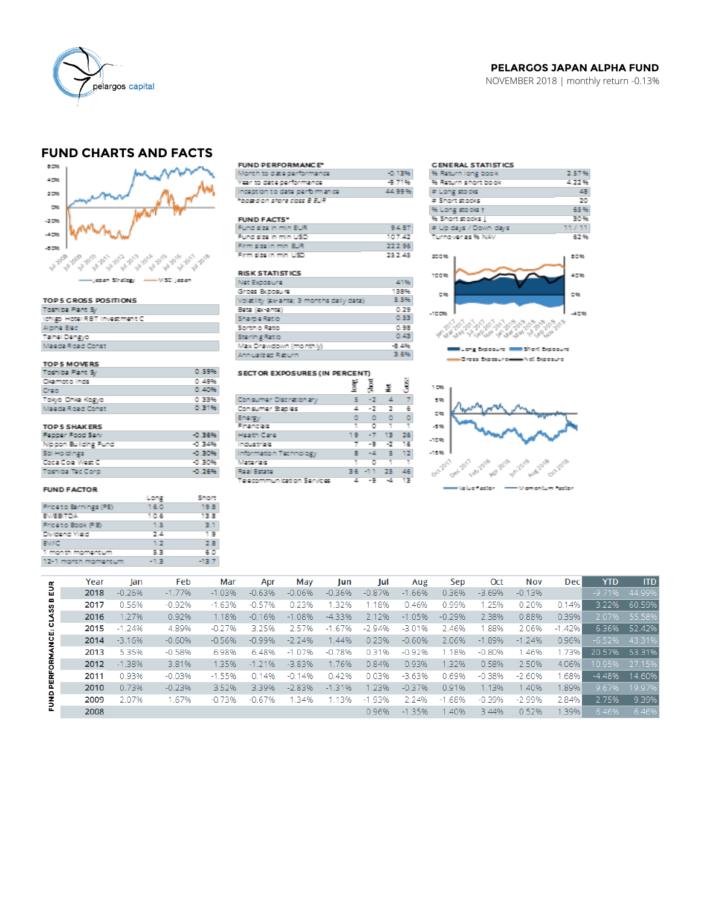**PELARGOS JAPAN ALPHA FUND**
NOVEMBER 2018 | monthly return -0.13%

## FUND CHARTS AND FACTS

### TOP 5 GROSS POSITIONS

| |
|---|
| Toshiba Plant Sy |
| Ichigo Hotel REIT Investment C |
| Alpine Elec |
| Taihei Dengyo |
| Maeda Road Const |

### TOP 5 MOVERS

| | |
|---|---|
| Toshiba Plant Sy | 0.59% |
| Okamoto Inds | 0.49% |
| Creo | 0.40% |
| Tokyo Ohka Kogyo | 0.33% |
| Maeda Road Const | 0.31% |

### TOP 5 SHAKERS

| | |
|---|---|
| Pepper Food Serv | -0.36% |
| Nippon Building Fund | -0.34% |
| Sbi Holdings | -0.30% |
| Coca Cola West C | -0.30% |
| Toshiba Tec Corp | -0.26% |

### FUND FACTOR

| | Long | Short |
|---|---|---|
| Price to Earnings (PE) | 16.0 | 19.8 |
| EV/EBITDA | 10.6 | 13.8 |
| Price to Book (PB) | 1.5 | 3.1 |
| Dividend Yield | 2.4 | 1.9 |
| EV/IC | 1.2 | 2.8 |
| 1 month momentum | 5.3 | 6.0 |
| 12-1 month momentum | -1.3 | -13.7 |

### FUND PERFORMANCE*

| | |
|---|---|
| Month to date performance | -0.13% |
| Year to date performance | -9.71% |
| Inception to date performance | 44.99% |

*based on share class B EUR

### FUND FACTS*

| | |
|---|---|
| Fund size in mln EUR | 94.87 |
| Fund size in mln USD | 107.42 |
| Firm size in mln EUR | 222.96 |
| Firm size in mln USD | 252.45 |

### RISK STATISTICS

| | |
|---|---|
| Net Exposure | 41% |
| Gross Exposure | 138% |
| Volatility (ex-ante; 3 months daily data) | 5.5% |
| Beta (ex-ante) | 0.29 |
| Sharpe Ratio | 0.53 |
| Sortino Ratio | 0.98 |
| Sterling Ratio | 0.43 |
| Max Drawdown (monthly) | -8.4% |
| Annualized Return | 3.6% |

### SECTOR EXPOSURES (IN PERCENT)

| | Long | Short | Net | Gross |
|---|---|---|---|---|
| Consumer Discretionary | 5 | -2 | 4 | 7 |
| Consumer Staples | 4 | -2 | 2 | 6 |
| Energy | 0 | 0 | 0 | 0 |
| Financials | 1 | 0 | 1 | 1 |
| Health Care | 19 | -7 | 13 | 26 |
| Industrials | 7 | -9 | -2 | 16 |
| Information Technology | 8 | -4 | 5 | 12 |
| Materials | 1 | 0 | 1 | 1 |
| Real Estate | 36 | -11 | 25 | 46 |
| Telecommunication Services | 4 | -9 | -4 | 13 |

### GENERAL STATISTICS

| | |
|---|---|
| % Return long book | 2.57% |
| % Return short book | 4.22% |
| # Long stocks | 48 |
| # Short stocks | 20 |
| % Long stocks ↑ | 65% |
| % Short stocks ↓ | 30% |
| # Up days / Down days | 11 / 11 |
| Turnover as % NAV | 62% |

### FUND PERFORMANCE: CLASS B EUR

| Year | Jan | Feb | Mar | Apr | May | Jun | Jul | Aug | Sep | Oct | Nov | Dec | YTD | ITD |
|---|---|---|---|---|---|---|---|---|---|---|---|---|---|---|
| 2018 | -0.26% | -1.77% | -1.03% | -0.63% | -0.06% | -0.36% | -0.87% | -1.66% | 0.36% | -3.69% | -0.13% | | -9.71% | 44.99% |
| 2017 | 0.56% | -0.92% | -1.63% | -0.57% | 0.23% | 1.32% | 1.18% | 0.46% | 0.99% | 1.25% | 0.20% | 0.14% | 3.22% | 60.59% |
| 2016 | 1.27% | 0.92% | 1.18% | -0.16% | -1.08% | -4.33% | 2.12% | -1.05% | -0.29% | 2.38% | 0.88% | 0.39% | 2.07% | 55.58% |
| 2015 | -1.24% | 4.89% | -0.27% | 3.25% | 2.57% | -1.67% | -2.94% | -3.01% | 2.46% | 1.88% | 2.06% | -1.42% | 6.36% | 52.42% |
| 2014 | -3.16% | -0.60% | -0.56% | -0.99% | -2.24% | 1.44% | 0.23% | -0.60% | 2.06% | -1.89% | -1.24% | 0.96% | -6.52% | 43.31% |
| 2013 | 5.35% | -0.58% | 6.98% | 6.48% | -1.07% | -0.78% | 0.31% | -0.92% | 1.18% | -0.80% | 1.46% | 1.73% | 20.57% | 53.31% |
| 2012 | -1.38% | 3.81% | 1.35% | -1.21% | -3.83% | 1.76% | 0.84% | 0.93% | 1.32% | 0.58% | 2.50% | 4.06% | 10.95% | 27.15% |
| 2011 | 0.93% | -0.03% | -1.55% | 0.14% | -0.14% | 0.42% | 0.03% | -3.63% | 0.69% | -0.38% | -2.60% | 1.68% | -4.48% | 14.60% |
| 2010 | 0.73% | -0.23% | 3.52% | 3.39% | -2.83% | -1.31% | 1.23% | -0.37% | 0.91% | 1.13% | 1.40% | 1.89% | 9.67% | 19.97% |
| 2009 | 2.07% | 1.67% | -0.73% | -0.67% | 1.34% | 1.13% | -1.93% | 2.24% | -1.68% | -0.39% | -2.99% | 2.84% | 2.75% | 9.39% |
| 2008 | | | | | | | 0.96% | -1.35% | 1.40% | 3.44% | 0.52% | 1.39% | 6.46% | 6.46% |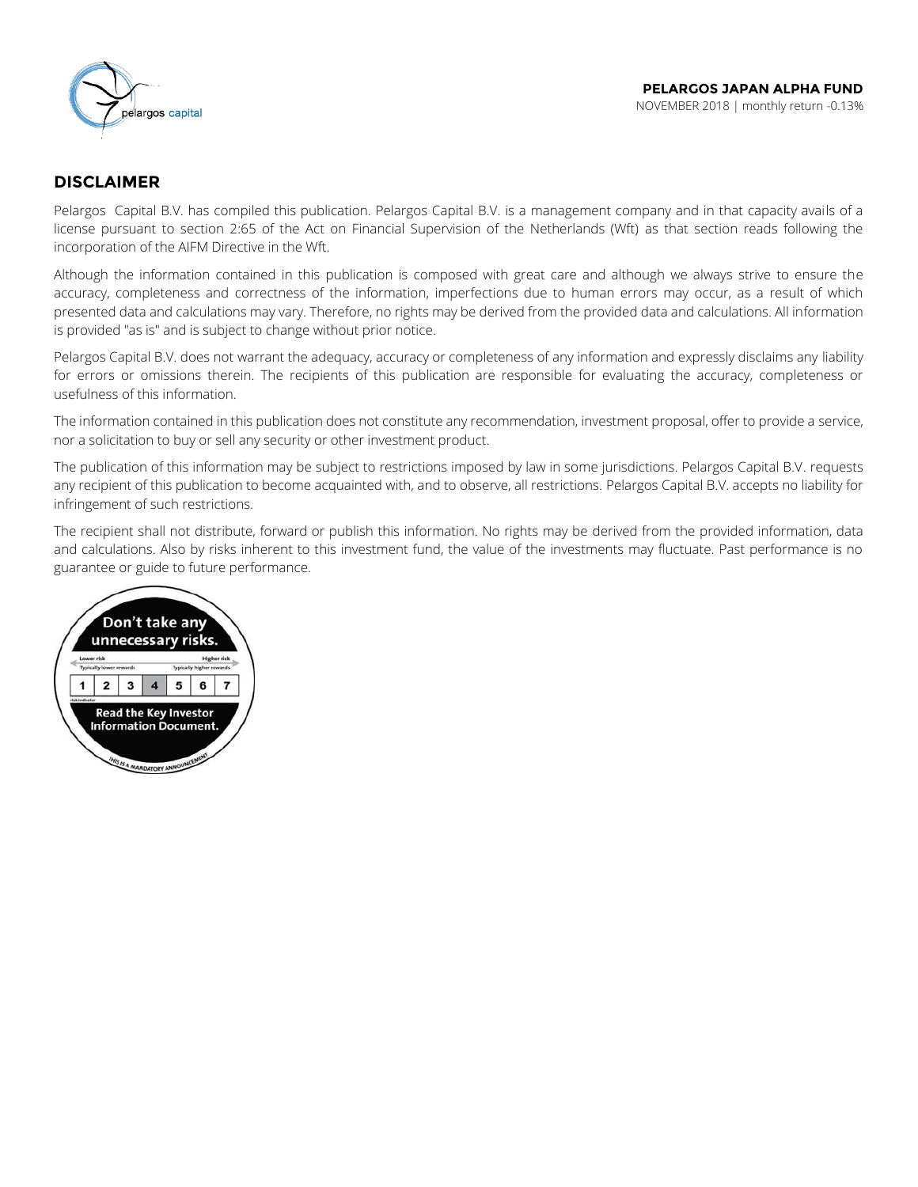## DISCLAIMER

Pelargos Capital B.V. has compiled this publication. Pelargos Capital B.V. is a management company and in that capacity avails of a license pursuant to section 2:65 of the Act on Financial Supervision of the Netherlands (Wft) as that section reads following the incorporation of the AIFM Directive in the Wft.

Although the information contained in this publication is composed with great care and although we always strive to ensure the accuracy, completeness and correctness of the information, imperfections due to human errors may occur, as a result of which presented data and calculations may vary. Therefore, no rights may be derived from the provided data and calculations. All information is provided "as is" and is subject to change without prior notice.

Pelargos Capital B.V. does not warrant the adequacy, accuracy or completeness of any information and expressly disclaims any liability for errors or omissions therein. The recipients of this publication are responsible for evaluating the accuracy, completeness or usefulness of this information.

The information contained in this publication does not constitute any recommendation, investment proposal, offer to provide a service, nor a solicitation to buy or sell any security or other investment product.

The publication of this information may be subject to restrictions imposed by law in some jurisdictions. Pelargos Capital B.V. requests any recipient of this publication to become acquainted with, and to observe, all restrictions. Pelargos Capital B.V. accepts no liability for infringement of such restrictions.

The recipient shall not distribute, forward or publish this information. No rights may be derived from the provided information, data and calculations. Also by risks inherent to this investment fund, the value of the investments may fluctuate. Past performance is no guarantee or guide to future performance.

Don't take any unnecessary risks.

Lower risk — Higher risk

Typically lower rewards — Typically higher rewards

1 2 3 4 5 6 7

risk indicator

Read the Key Investor Information Document.

THIS IS A MANDATORY ANNOUNCEMENT